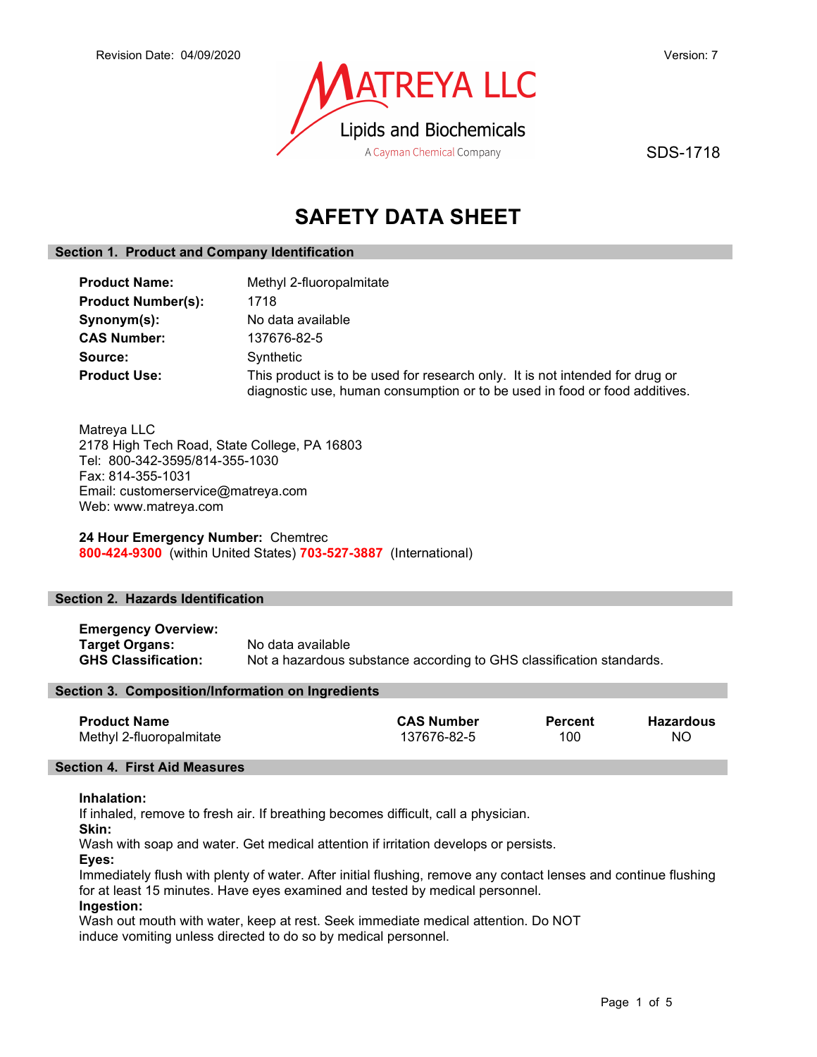Revision Date: 04/09/2020    Version: 7

MATREYA LLC
Lipids and Biochemicals
A Cayman Chemical Company

SDS-1718

# SAFETY DATA SHEET

## Section 1. Product and Company Identification

**Product Name:** Methyl 2-fluoropalmitate
**Product Number(s):** 1718
**Synonym(s):** No data available
**CAS Number:** 137676-82-5
**Source:** Synthetic
**Product Use:** This product is to be used for research only. It is not intended for drug or diagnostic use, human consumption or to be used in food or food additives.

Matreya LLC
2178 High Tech Road, State College, PA 16803
Tel: 800-342-3595/814-355-1030
Fax: 814-355-1031
Email: customerservice@matreya.com
Web: www.matreya.com

**24 Hour Emergency Number:** Chemtrec
**800-424-9300** (within United States) **703-527-3887** (International)

## Section 2. Hazards Identification

**Emergency Overview:**
**Target Organs:** No data available
**GHS Classification:** Not a hazardous substance according to GHS classification standards.

## Section 3. Composition/Information on Ingredients

| Product Name | CAS Number | Percent | Hazardous |
|---|---|---|---|
| Methyl 2-fluoropalmitate | 137676-82-5 | 100 | NO |

## Section 4. First Aid Measures

**Inhalation:**
If inhaled, remove to fresh air. If breathing becomes difficult, call a physician.
**Skin:**
Wash with soap and water. Get medical attention if irritation develops or persists.
**Eyes:**
Immediately flush with plenty of water. After initial flushing, remove any contact lenses and continue flushing for at least 15 minutes. Have eyes examined and tested by medical personnel.
**Ingestion:**
Wash out mouth with water, keep at rest. Seek immediate medical attention. Do NOT induce vomiting unless directed to do so by medical personnel.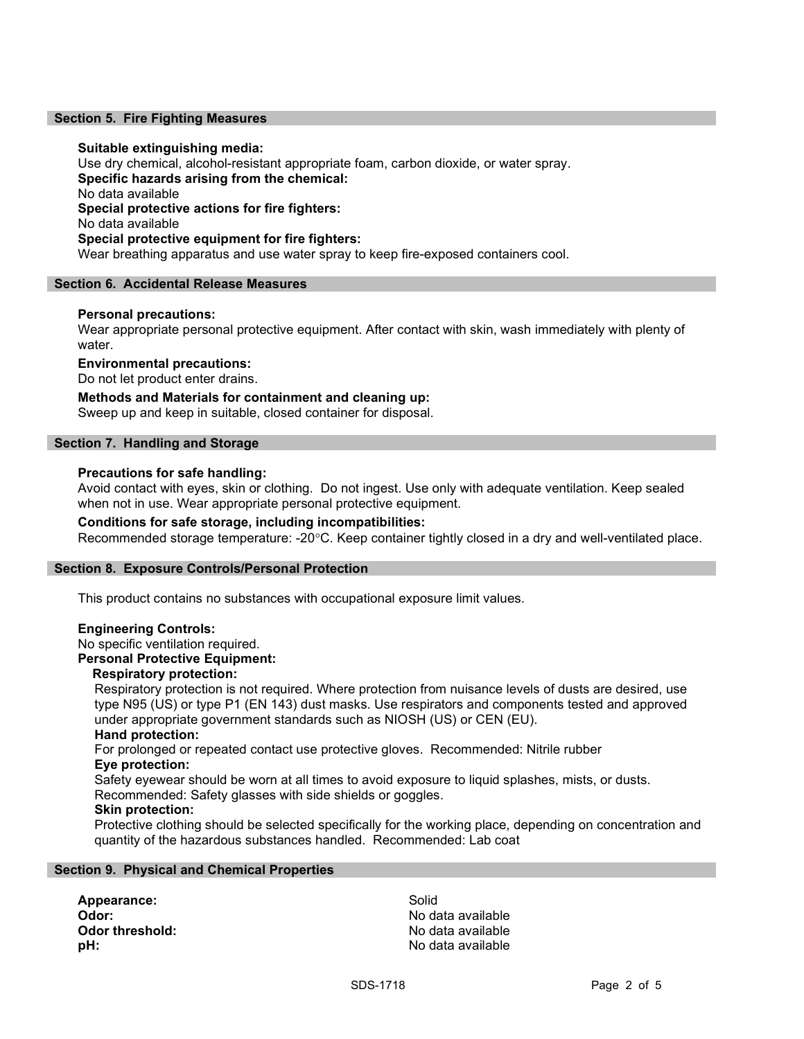## Section 5. Fire Fighting Measures

**Suitable extinguishing media:**
Use dry chemical, alcohol-resistant appropriate foam, carbon dioxide, or water spray.

**Specific hazards arising from the chemical:**
No data available

**Special protective actions for fire fighters:**
No data available

**Special protective equipment for fire fighters:**
Wear breathing apparatus and use water spray to keep fire-exposed containers cool.

## Section 6. Accidental Release Measures

**Personal precautions:**
Wear appropriate personal protective equipment. After contact with skin, wash immediately with plenty of water.

**Environmental precautions:**
Do not let product enter drains.

**Methods and Materials for containment and cleaning up:**
Sweep up and keep in suitable, closed container for disposal.

## Section 7. Handling and Storage

**Precautions for safe handling:**
Avoid contact with eyes, skin or clothing. Do not ingest. Use only with adequate ventilation. Keep sealed when not in use. Wear appropriate personal protective equipment.

**Conditions for safe storage, including incompatibilities:**
Recommended storage temperature: -20°C. Keep container tightly closed in a dry and well-ventilated place.

## Section 8. Exposure Controls/Personal Protection

This product contains no substances with occupational exposure limit values.

**Engineering Controls:**
No specific ventilation required.

**Personal Protective Equipment:**

**Respiratory protection:**
Respiratory protection is not required. Where protection from nuisance levels of dusts are desired, use type N95 (US) or type P1 (EN 143) dust masks. Use respirators and components tested and approved under appropriate government standards such as NIOSH (US) or CEN (EU).

**Hand protection:**
For prolonged or repeated contact use protective gloves. Recommended: Nitrile rubber

**Eye protection:**
Safety eyewear should be worn at all times to avoid exposure to liquid splashes, mists, or dusts. Recommended: Safety glasses with side shields or goggles.

**Skin protection:**
Protective clothing should be selected specifically for the working place, depending on concentration and quantity of the hazardous substances handled. Recommended: Lab coat

## Section 9. Physical and Chemical Properties

| | |
|---|---|
| **Appearance:** | Solid |
| **Odor:** | No data available |
| **Odor threshold:** | No data available |
| **pH:** | No data available |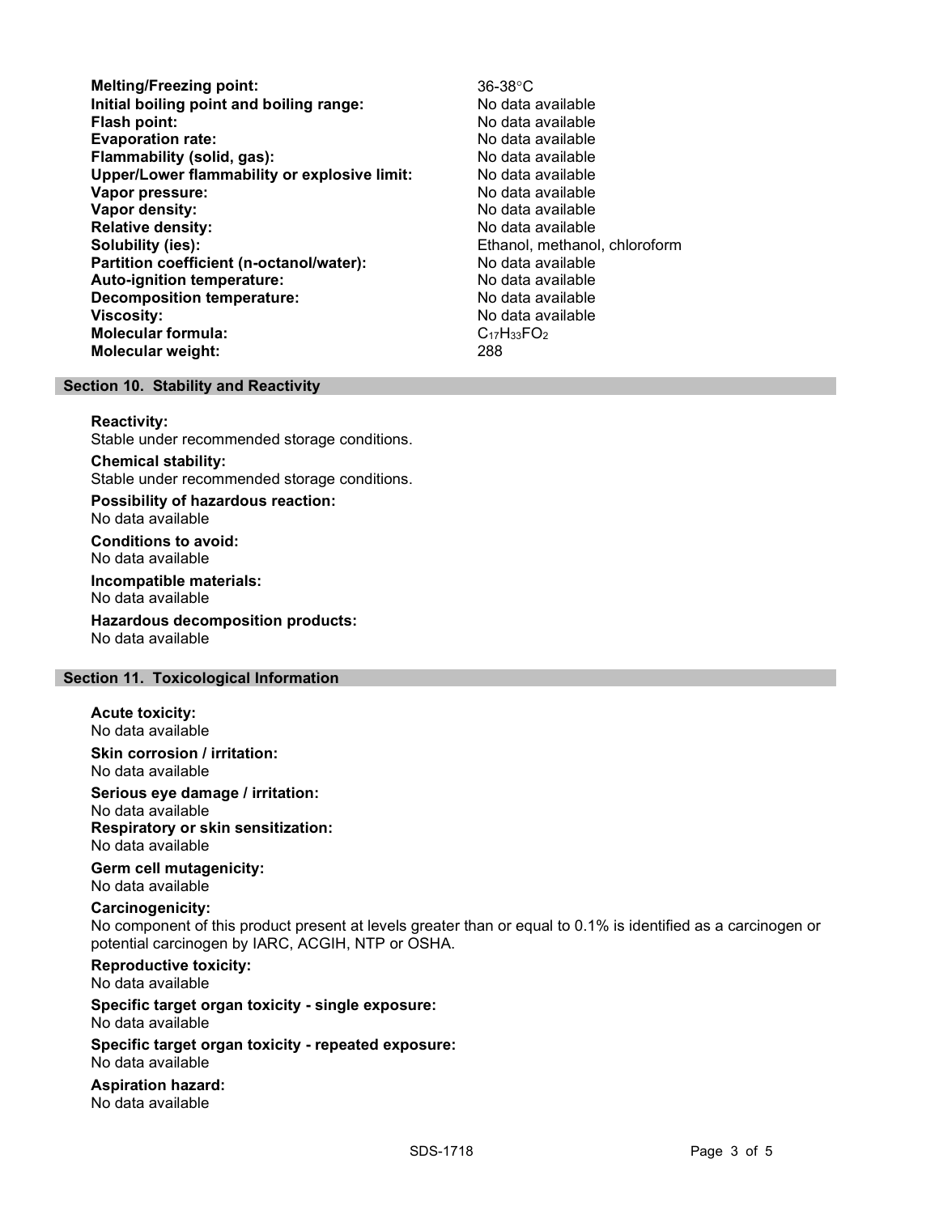| | |
|---|---|
| **Melting/Freezing point:** | 36-38°C |
| **Initial boiling point and boiling range:** | No data available |
| **Flash point:** | No data available |
| **Evaporation rate:** | No data available |
| **Flammability (solid, gas):** | No data available |
| **Upper/Lower flammability or explosive limit:** | No data available |
| **Vapor pressure:** | No data available |
| **Vapor density:** | No data available |
| **Relative density:** | No data available |
| **Solubility (ies):** | Ethanol, methanol, chloroform |
| **Partition coefficient (n-octanol/water):** | No data available |
| **Auto-ignition temperature:** | No data available |
| **Decomposition temperature:** | No data available |
| **Viscosity:** | No data available |
| **Molecular formula:** | $C_{17}H_{33}FO_2$ |
| **Molecular weight:** | 288 |

## Section 10. Stability and Reactivity

**Reactivity:**
Stable under recommended storage conditions.

**Chemical stability:**
Stable under recommended storage conditions.

**Possibility of hazardous reaction:**
No data available

**Conditions to avoid:**
No data available

**Incompatible materials:**
No data available

**Hazardous decomposition products:**
No data available

## Section 11. Toxicological Information

**Acute toxicity:**
No data available

**Skin corrosion / irritation:**
No data available

**Serious eye damage / irritation:**
No data available

**Respiratory or skin sensitization:**
No data available

**Germ cell mutagenicity:**
No data available

**Carcinogenicity:**
No component of this product present at levels greater than or equal to 0.1% is identified as a carcinogen or potential carcinogen by IARC, ACGIH, NTP or OSHA.

**Reproductive toxicity:**
No data available

**Specific target organ toxicity - single exposure:**
No data available

**Specific target organ toxicity - repeated exposure:**
No data available

**Aspiration hazard:**
No data available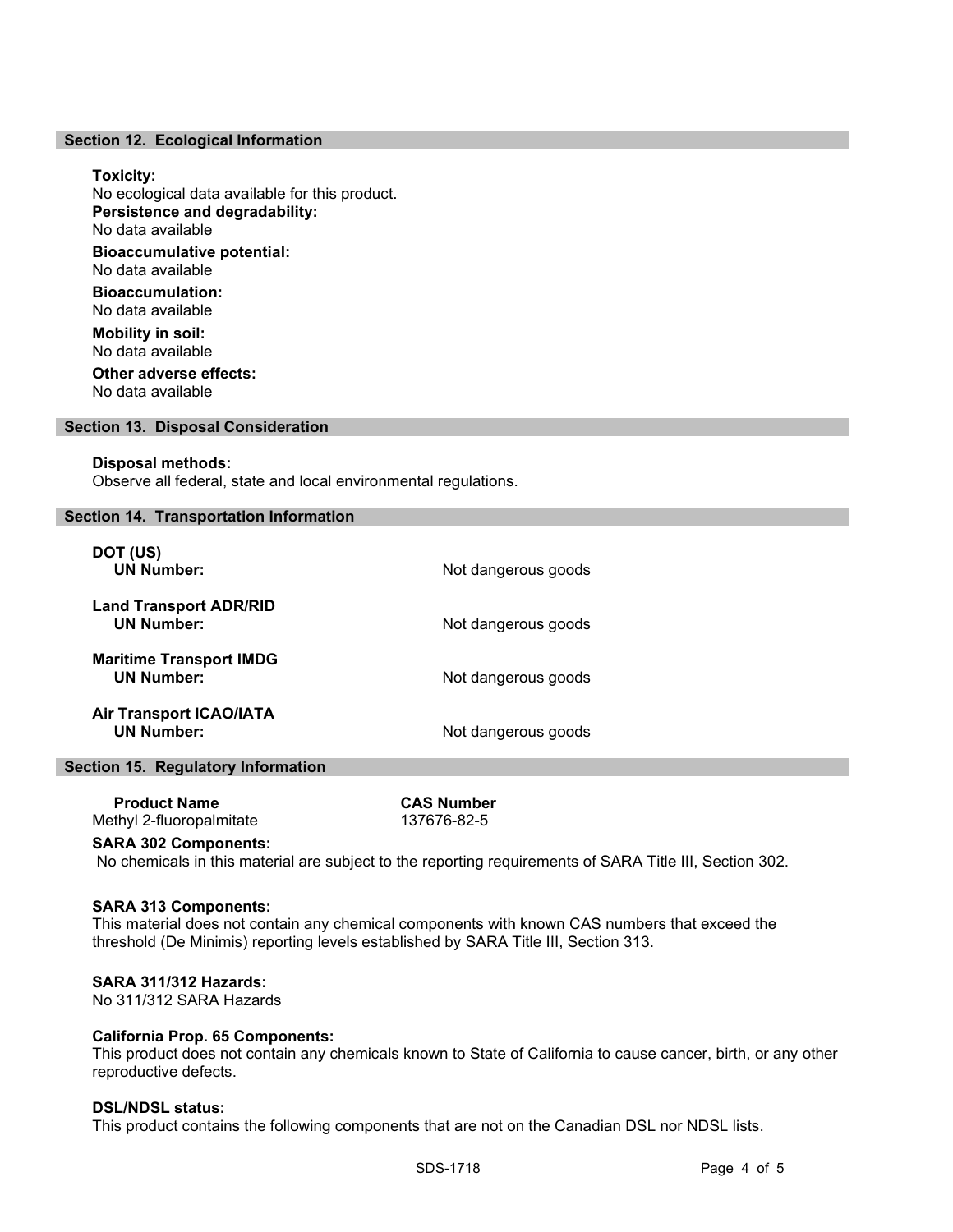## Section 12. Ecological Information

**Toxicity:**
No ecological data available for this product.

**Persistence and degradability:**
No data available

**Bioaccumulative potential:**
No data available

**Bioaccumulation:**
No data available

**Mobility in soil:**
No data available

**Other adverse effects:**
No data available

## Section 13. Disposal Consideration

**Disposal methods:**
Observe all federal, state and local environmental regulations.

## Section 14. Transportation Information

**DOT (US)**
**UN Number:** Not dangerous goods

**Land Transport ADR/RID**
**UN Number:** Not dangerous goods

**Maritime Transport IMDG**
**UN Number:** Not dangerous goods

**Air Transport ICAO/IATA**
**UN Number:** Not dangerous goods

## Section 15. Regulatory Information

| Product Name | CAS Number |
|---|---|
| Methyl 2-fluoropalmitate | 137676-82-5 |

**SARA 302 Components:**
No chemicals in this material are subject to the reporting requirements of SARA Title III, Section 302.

**SARA 313 Components:**
This material does not contain any chemical components with known CAS numbers that exceed the threshold (De Minimis) reporting levels established by SARA Title III, Section 313.

**SARA 311/312 Hazards:**
No 311/312 SARA Hazards

**California Prop. 65 Components:**
This product does not contain any chemicals known to State of California to cause cancer, birth, or any other reproductive defects.

**DSL/NDSL status:**
This product contains the following components that are not on the Canadian DSL nor NDSL lists.

SDS-1718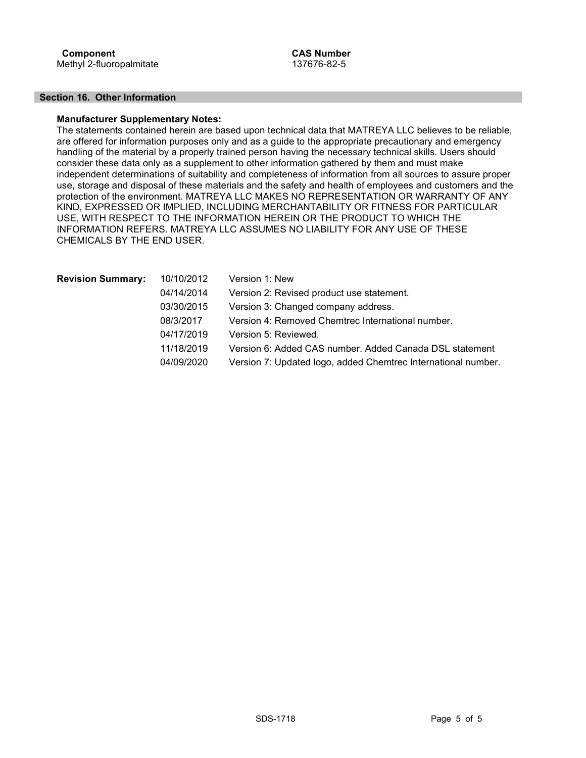| Component | CAS Number |
|---|---|
| Methyl 2-fluoropalmitate | 137676-82-5 |

## Section 16. Other Information

**Manufacturer Supplementary Notes:**

The statements contained herein are based upon technical data that MATREYA LLC believes to be reliable, are offered for information purposes only and as a guide to the appropriate precautionary and emergency handling of the material by a properly trained person having the necessary technical skills. Users should consider these data only as a supplement to other information gathered by them and must make independent determinations of suitability and completeness of information from all sources to assure proper use, storage and disposal of these materials and the safety and health of employees and customers and the protection of the environment. MATREYA LLC MAKES NO REPRESENTATION OR WARRANTY OF ANY KIND, EXPRESSED OR IMPLIED, INCLUDING MERCHANTABILITY OR FITNESS FOR PARTICULAR USE, WITH RESPECT TO THE INFORMATION HEREIN OR THE PRODUCT TO WHICH THE INFORMATION REFERS. MATREYA LLC ASSUMES NO LIABILITY FOR ANY USE OF THESE CHEMICALS BY THE END USER.

| | | |
|---|---|---|
| **Revision Summary:** | 10/10/2012 | Version 1: New |
| | 04/14/2014 | Version 2: Revised product use statement. |
| | 03/30/2015 | Version 3: Changed company address. |
| | 08/3/2017 | Version 4: Removed Chemtrec International number. |
| | 04/17/2019 | Version 5: Reviewed. |
| | 11/18/2019 | Version 6: Added CAS number. Added Canada DSL statement |
| | 04/09/2020 | Version 7: Updated logo, added Chemtrec International number. |

SDS-1718